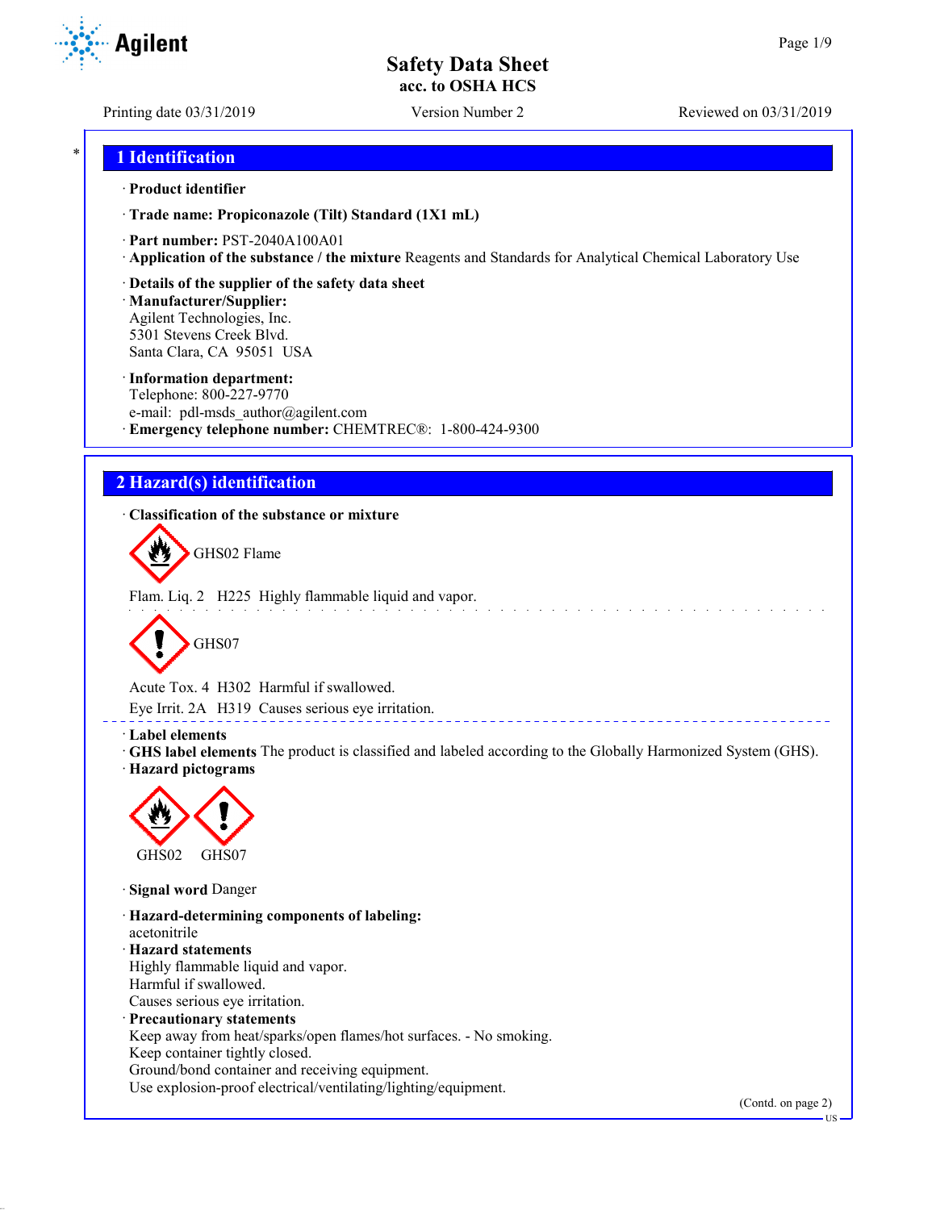# Safety Data Sheet
## acc. to OSHA HCS

Printing date 03/31/2019 | Version Number 2 | Reviewed on 03/31/2019

## 1 Identification

· **Product identifier**

· **Trade name: Propiconazole (Tilt) Standard (1X1 mL)**

· **Part number:** PST-2040A100A01

· **Application of the substance / the mixture** Reagents and Standards for Analytical Chemical Laboratory Use

· **Details of the supplier of the safety data sheet**

· **Manufacturer/Supplier:**
Agilent Technologies, Inc.
5301 Stevens Creek Blvd.
Santa Clara, CA 95051 USA

· **Information department:**
Telephone: 800-227-9770
e-mail: pdl-msds_author@agilent.com

· **Emergency telephone number:** CHEMTREC®: 1-800-424-9300

## 2 Hazard(s) identification

· **Classification of the substance or mixture**

GHS02 Flame

Flam. Liq. 2 H225 Highly flammable liquid and vapor.

GHS07

Acute Tox. 4 H302 Harmful if swallowed.

Eye Irrit. 2A H319 Causes serious eye irritation.

· **Label elements**

· **GHS label elements** The product is classified and labeled according to the Globally Harmonized System (GHS).

· **Hazard pictograms**

GHS02 GHS07

· **Signal word** Danger

· **Hazard-determining components of labeling:**
acetonitrile

· **Hazard statements**
Highly flammable liquid and vapor.
Harmful if swallowed.
Causes serious eye irritation.

· **Precautionary statements**
Keep away from heat/sparks/open flames/hot surfaces. - No smoking.
Keep container tightly closed.
Ground/bond container and receiving equipment.
Use explosion-proof electrical/ventilating/lighting/equipment.

(Contd. on page 2)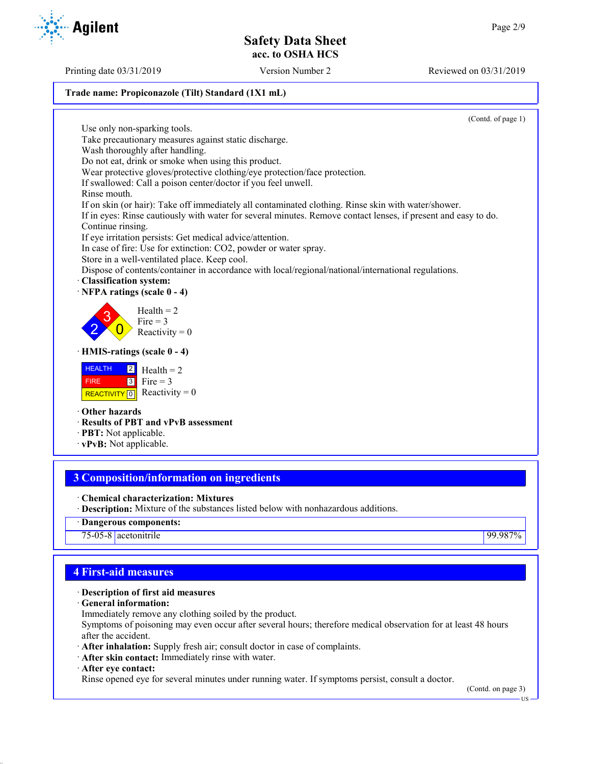**Trade name: Propiconazole (Tilt) Standard (1X1 mL)**

(Contd. of page 1)

Use only non-sparking tools.
Take precautionary measures against static discharge.
Wash thoroughly after handling.
Do not eat, drink or smoke when using this product.
Wear protective gloves/protective clothing/eye protection/face protection.
If swallowed: Call a poison center/doctor if you feel unwell.
Rinse mouth.
If on skin (or hair): Take off immediately all contaminated clothing. Rinse skin with water/shower.
If in eyes: Rinse cautiously with water for several minutes. Remove contact lenses, if present and easy to do. Continue rinsing.
If eye irritation persists: Get medical advice/attention.
In case of fire: Use for extinction: CO2, powder or water spray.
Store in a well-ventilated place. Keep cool.
Dispose of contents/container in accordance with local/regional/national/international regulations.

· **Classification system:**

· **NFPA ratings (scale 0 - 4)**

Health = 2
Fire = 3
Reactivity = 0

· **HMIS-ratings (scale 0 - 4)**

HEALTH 2 Health = 2
FIRE 3 Fire = 3
REACTIVITY 0 Reactivity = 0

· **Other hazards**
· **Results of PBT and vPvB assessment**
· **PBT:** Not applicable.
· **vPvB:** Not applicable.

## 3 Composition/information on ingredients

· **Chemical characterization: Mixtures**
· **Description:** Mixture of the substances listed below with nonhazardous additions.

| · Dangerous components: | | |
|---|---|---|
| 75-05-8 | acetonitrile | 99.987% |

## 4 First-aid measures

· **Description of first aid measures**
· **General information:**
Immediately remove any clothing soiled by the product.
Symptoms of poisoning may even occur after several hours; therefore medical observation for at least 48 hours after the accident.
· **After inhalation:** Supply fresh air; consult doctor in case of complaints.
· **After skin contact:** Immediately rinse with water.
· **After eye contact:**
Rinse opened eye for several minutes under running water. If symptoms persist, consult a doctor.

(Contd. on page 3)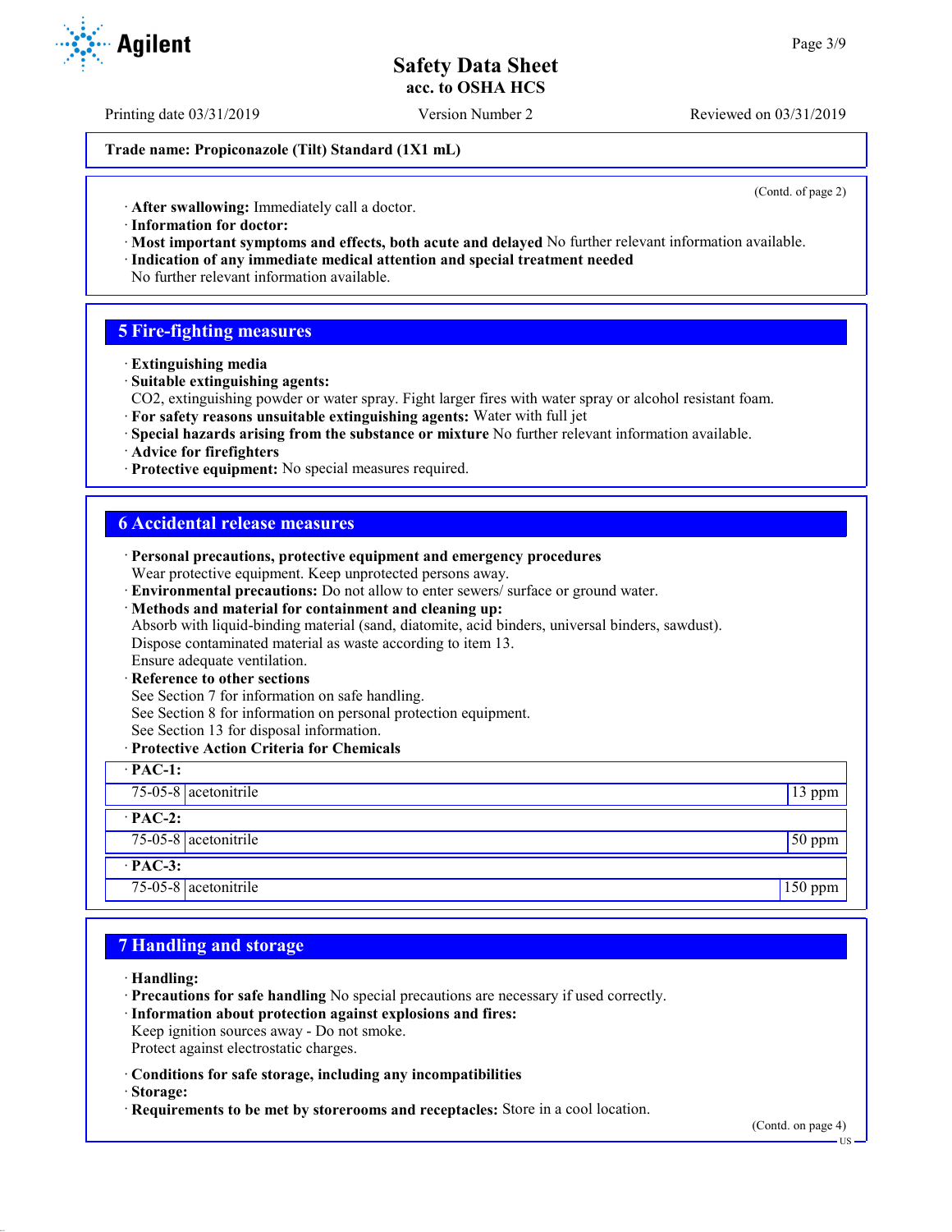Trade name: Propiconazole (Tilt) Standard (1X1 mL)

(Contd. of page 2)

· **After swallowing:** Immediately call a doctor.
· **Information for doctor:**
· **Most important symptoms and effects, both acute and delayed** No further relevant information available.
· **Indication of any immediate medical attention and special treatment needed**
No further relevant information available.

## 5 Fire-fighting measures

· **Extinguishing media**
· **Suitable extinguishing agents:**
$CO_2$, extinguishing powder or water spray. Fight larger fires with water spray or alcohol resistant foam.
· **For safety reasons unsuitable extinguishing agents:** Water with full jet
· **Special hazards arising from the substance or mixture** No further relevant information available.
· **Advice for firefighters**
· **Protective equipment:** No special measures required.

## 6 Accidental release measures

· **Personal precautions, protective equipment and emergency procedures**
Wear protective equipment. Keep unprotected persons away.
· **Environmental precautions:** Do not allow to enter sewers/ surface or ground water.
· **Methods and material for containment and cleaning up:**
Absorb with liquid-binding material (sand, diatomite, acid binders, universal binders, sawdust).
Dispose contaminated material as waste according to item 13.
Ensure adequate ventilation.
· **Reference to other sections**
See Section 7 for information on safe handling.
See Section 8 for information on personal protection equipment.
See Section 13 for disposal information.
· **Protective Action Criteria for Chemicals**

| · **PAC-1:** | | |
|---|---|---|
| 75-05-8 | acetonitrile | 13 ppm |
| · **PAC-2:** | | |
| 75-05-8 | acetonitrile | 50 ppm |
| · **PAC-3:** | | |
| 75-05-8 | acetonitrile | 150 ppm |

## 7 Handling and storage

· **Handling:**
· **Precautions for safe handling** No special precautions are necessary if used correctly.
· **Information about protection against explosions and fires:**
Keep ignition sources away - Do not smoke.
Protect against electrostatic charges.

· **Conditions for safe storage, including any incompatibilities**
· **Storage:**
· **Requirements to be met by storerooms and receptacles:** Store in a cool location.

(Contd. on page 4)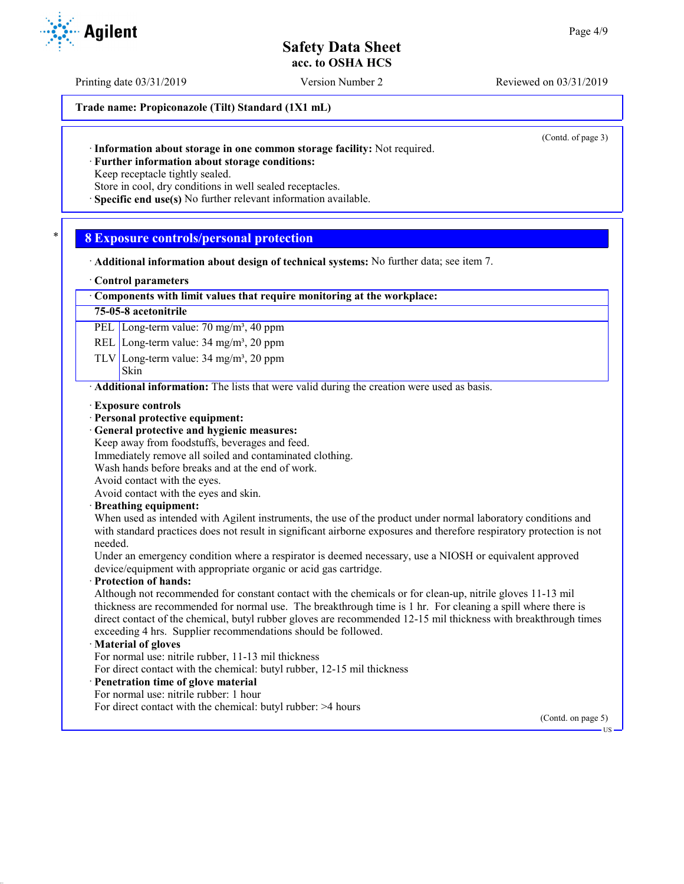**Trade name: Propiconazole (Tilt) Standard (1X1 mL)**

(Contd. of page 3)

· **Information about storage in one common storage facility:** Not required.
· **Further information about storage conditions:**
Keep receptacle tightly sealed.
Store in cool, dry conditions in well sealed receptacles.
· **Specific end use(s)** No further relevant information available.

## 8 Exposure controls/personal protection

· **Additional information about design of technical systems:** No further data; see item 7.

· **Control parameters**

| · Components with limit values that require monitoring at the workplace: | |
|---|---|
| **75-05-8 acetonitrile** | |
| PEL | Long-term value: 70 mg/m³, 40 ppm |
| REL | Long-term value: 34 mg/m³, 20 ppm |
| TLV | Long-term value: 34 mg/m³, 20 ppm<br>Skin |

· **Additional information:** The lists that were valid during the creation were used as basis.

· **Exposure controls**
· **Personal protective equipment:**
· **General protective and hygienic measures:**
Keep away from foodstuffs, beverages and feed.
Immediately remove all soiled and contaminated clothing.
Wash hands before breaks and at the end of work.
Avoid contact with the eyes.
Avoid contact with the eyes and skin.
· **Breathing equipment:**
When used as intended with Agilent instruments, the use of the product under normal laboratory conditions and with standard practices does not result in significant airborne exposures and therefore respiratory protection is not needed.
Under an emergency condition where a respirator is deemed necessary, use a NIOSH or equivalent approved device/equipment with appropriate organic or acid gas cartridge.
· **Protection of hands:**
Although not recommended for constant contact with the chemicals or for clean-up, nitrile gloves 11-13 mil thickness are recommended for normal use. The breakthrough time is 1 hr. For cleaning a spill where there is direct contact of the chemical, butyl rubber gloves are recommended 12-15 mil thickness with breakthrough times exceeding 4 hrs. Supplier recommendations should be followed.
· **Material of gloves**
For normal use: nitrile rubber, 11-13 mil thickness
For direct contact with the chemical: butyl rubber, 12-15 mil thickness
· **Penetration time of glove material**
For normal use: nitrile rubber: 1 hour
For direct contact with the chemical: butyl rubber: >4 hours

(Contd. on page 5)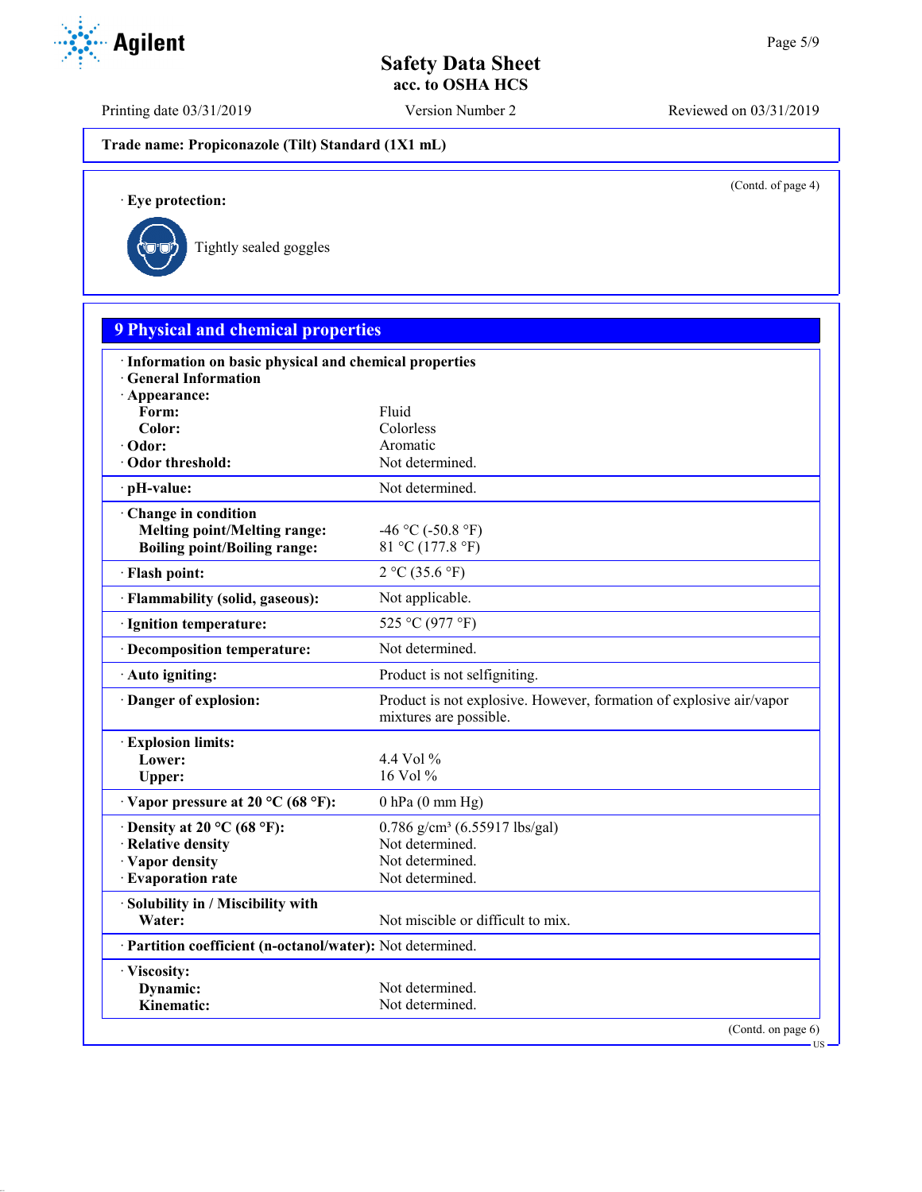Trade name: Propiconazole (Tilt) Standard (1X1 mL)

(Contd. of page 4)

· **Eye protection:**

Tightly sealed goggles

## 9 Physical and chemical properties

· **Information on basic physical and chemical properties**
· **General Information**
· **Appearance:**

| | |
|---|---|
| **Form:** | Fluid |
| **Color:** | Colorless |
| · **Odor:** | Aromatic |
| · **Odor threshold:** | Not determined. |
| · **pH-value:** | Not determined. |
| · **Change in condition** | |
| **Melting point/Melting range:** | -46 °C (-50.8 °F) |
| **Boiling point/Boiling range:** | 81 °C (177.8 °F) |
| · **Flash point:** | 2 °C (35.6 °F) |
| · **Flammability (solid, gaseous):** | Not applicable. |
| · **Ignition temperature:** | 525 °C (977 °F) |
| · **Decomposition temperature:** | Not determined. |
| · **Auto igniting:** | Product is not selfigniting. |
| · **Danger of explosion:** | Product is not explosive. However, formation of explosive air/vapor mixtures are possible. |
| · **Explosion limits:** | |
| **Lower:** | 4.4 Vol % |
| **Upper:** | 16 Vol % |
| · **Vapor pressure at 20 °C (68 °F):** | 0 hPa (0 mm Hg) |
| · **Density at 20 °C (68 °F):** | 0.786 g/cm³ (6.55917 lbs/gal) |
| · **Relative density** | Not determined. |
| · **Vapor density** | Not determined. |
| · **Evaporation rate** | Not determined. |
| · **Solubility in / Miscibility with** | |
| **Water:** | Not miscible or difficult to mix. |
| · **Partition coefficient (n-octanol/water):** | Not determined. |
| · **Viscosity:** | |
| **Dynamic:** | Not determined. |
| **Kinematic:** | Not determined. |

(Contd. on page 6)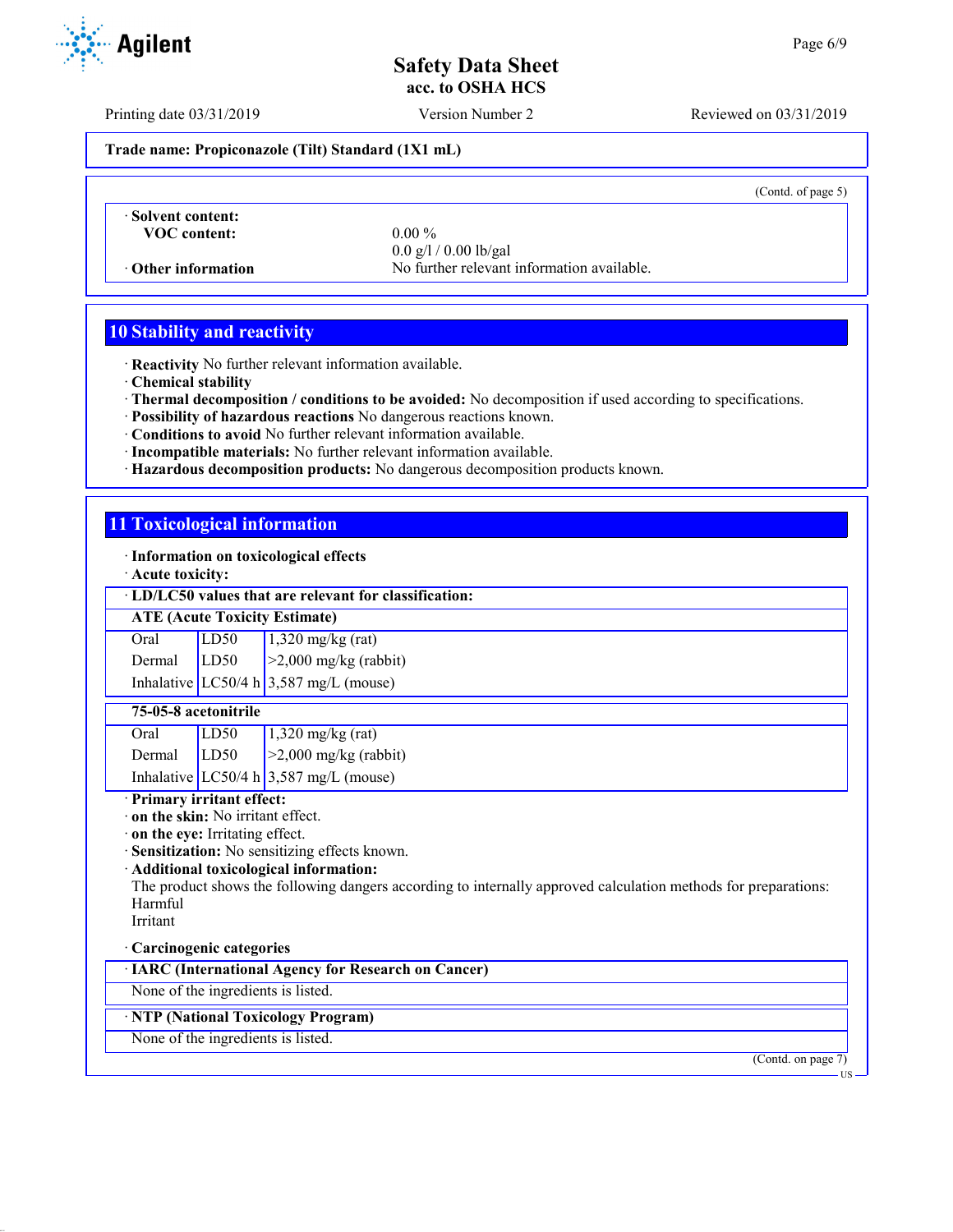**Trade name: Propiconazole (Tilt) Standard (1X1 mL)**

(Contd. of page 5)

· **Solvent content:**

**VOC content:** 0.00 %
0.0 g/l / 0.00 lb/gal

· **Other information** No further relevant information available.

## 10 Stability and reactivity

· **Reactivity** No further relevant information available.
· **Chemical stability**
· **Thermal decomposition / conditions to be avoided:** No decomposition if used according to specifications.
· **Possibility of hazardous reactions** No dangerous reactions known.
· **Conditions to avoid** No further relevant information available.
· **Incompatible materials:** No further relevant information available.
· **Hazardous decomposition products:** No dangerous decomposition products known.

## 11 Toxicological information

· **Information on toxicological effects**
· **Acute toxicity:**

· **LD/LC50 values that are relevant for classification:**

| **ATE (Acute Toxicity Estimate)** | | |
|---|---|---|
| Oral | LD50 | 1,320 mg/kg (rat) |
| Dermal | LD50 | >2,000 mg/kg (rabbit) |
| Inhalative | LC50/4 h | 3,587 mg/L (mouse) |

| **75-05-8 acetonitrile** | | |
|---|---|---|
| Oral | LD50 | 1,320 mg/kg (rat) |
| Dermal | LD50 | >2,000 mg/kg (rabbit) |
| Inhalative | LC50/4 h | 3,587 mg/L (mouse) |

· **Primary irritant effect:**
· **on the skin:** No irritant effect.
· **on the eye:** Irritating effect.
· **Sensitization:** No sensitizing effects known.
· **Additional toxicological information:**
The product shows the following dangers according to internally approved calculation methods for preparations:
Harmful
Irritant

· **Carcinogenic categories**

· **IARC (International Agency for Research on Cancer)**
None of the ingredients is listed.

· **NTP (National Toxicology Program)**
None of the ingredients is listed.

(Contd. on page 7)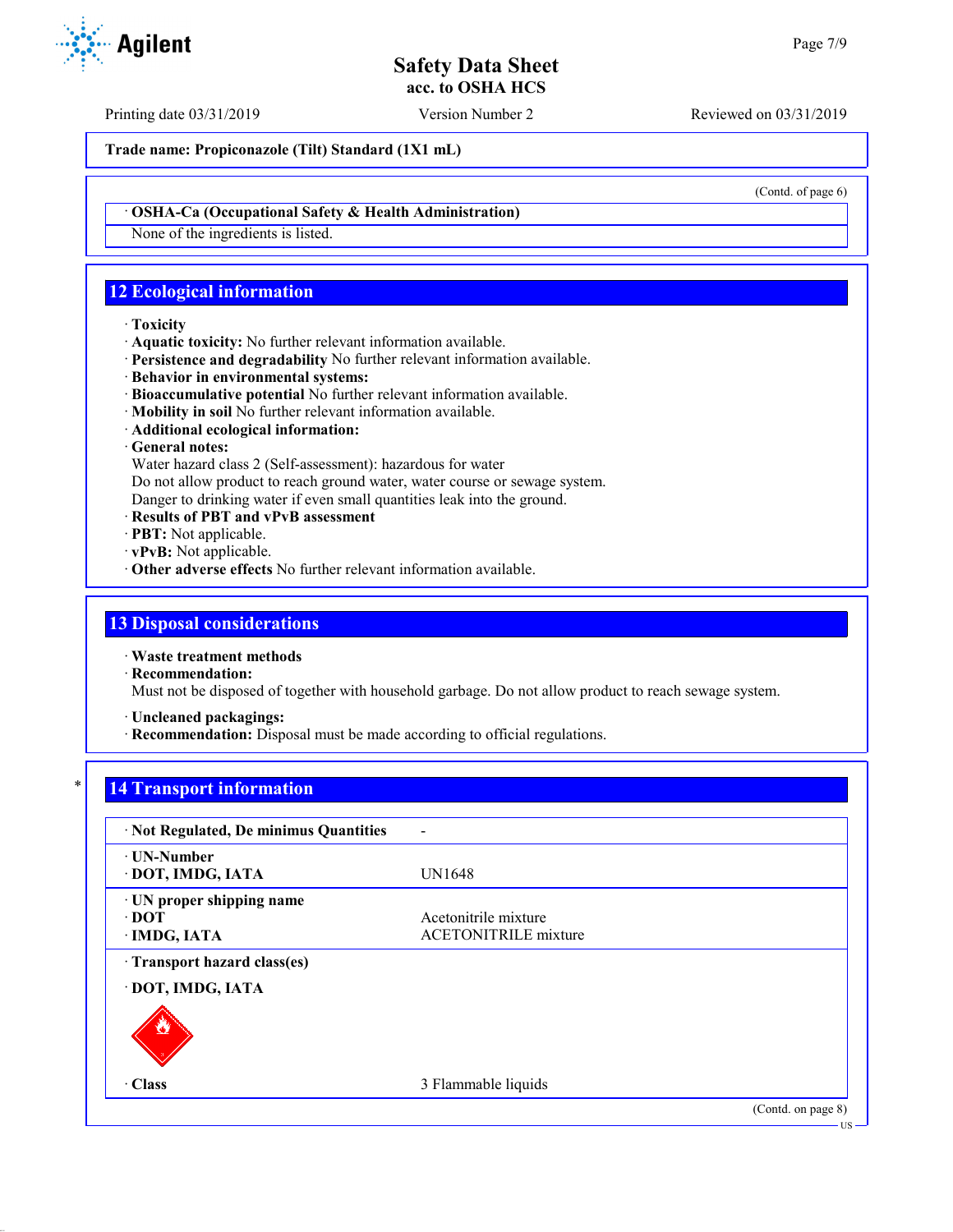**Trade name: Propiconazole (Tilt) Standard (1X1 mL)**

(Contd. of page 6)

· **OSHA-Ca (Occupational Safety & Health Administration)**

None of the ingredients is listed.

## 12 Ecological information

· **Toxicity**
· **Aquatic toxicity:** No further relevant information available.
· **Persistence and degradability** No further relevant information available.
· **Behavior in environmental systems:**
· **Bioaccumulative potential** No further relevant information available.
· **Mobility in soil** No further relevant information available.
· **Additional ecological information:**
· **General notes:**
Water hazard class 2 (Self-assessment): hazardous for water
Do not allow product to reach ground water, water course or sewage system.
Danger to drinking water if even small quantities leak into the ground.
· **Results of PBT and vPvB assessment**
· **PBT:** Not applicable.
· **vPvB:** Not applicable.
· **Other adverse effects** No further relevant information available.

## 13 Disposal considerations

· **Waste treatment methods**
· **Recommendation:**
Must not be disposed of together with household garbage. Do not allow product to reach sewage system.

· **Uncleaned packagings:**
· **Recommendation:** Disposal must be made according to official regulations.

## 14 Transport information

| | |
|---|---|
| · **Not Regulated, De minimus Quantities** | - |
| · **UN-Number** <br> · **DOT, IMDG, IATA** | UN1648 |
| · **UN proper shipping name** <br> · **DOT** <br> · **IMDG, IATA** | <br> Acetonitrile mixture <br> ACETONITRILE mixture |
| · **Transport hazard class(es)** <br> · **DOT, IMDG, IATA** | |
| · **Class** | 3 Flammable liquids |

(Contd. on page 8)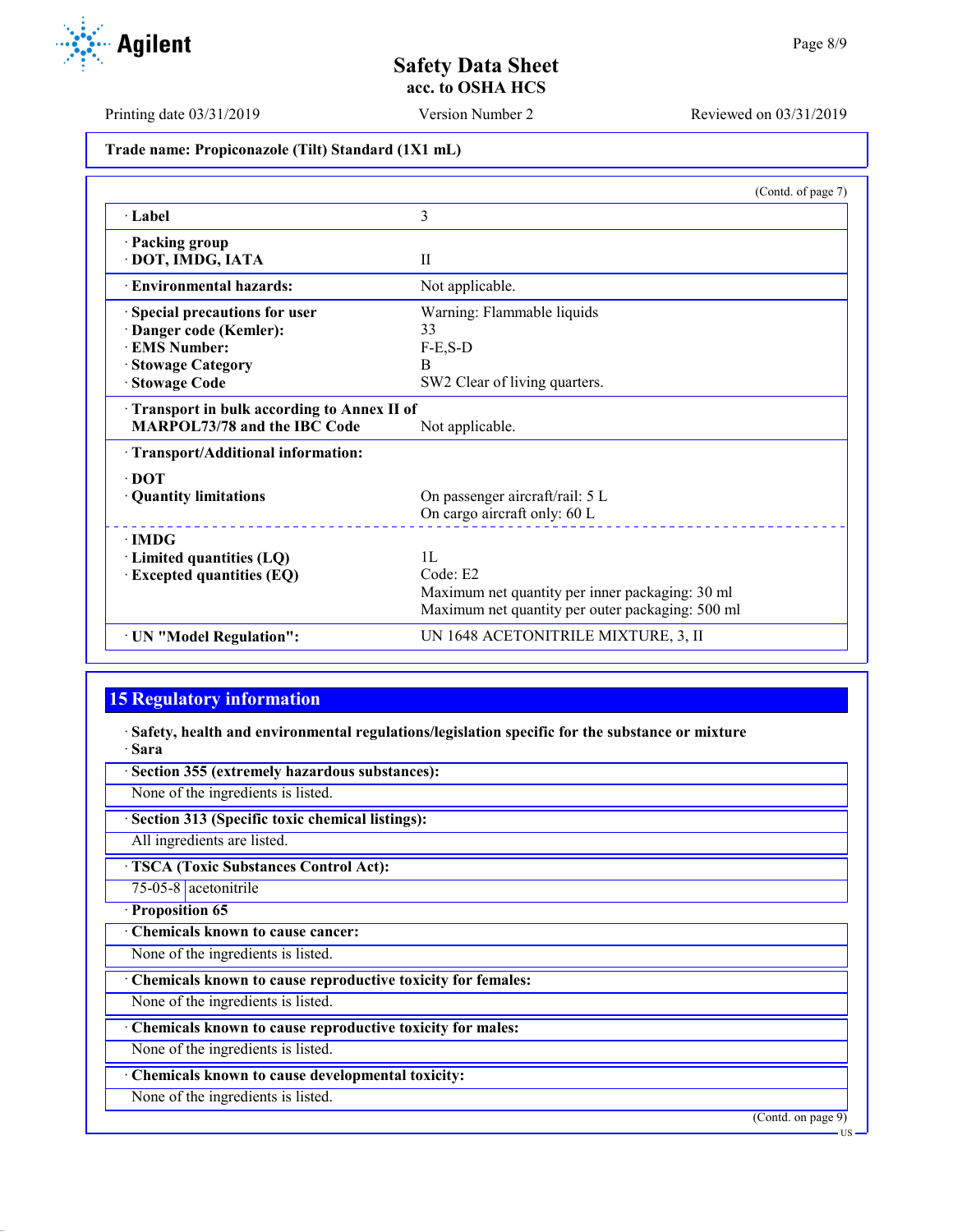Trade name: Propiconazole (Tilt) Standard (1X1 mL)

(Contd. of page 7)

| | |
|---|---|
| · Label | 3 |
| · Packing group<br>· DOT, IMDG, IATA | II |
| · Environmental hazards: | Not applicable. |
| · Special precautions for user<br>· Danger code (Kemler):<br>· EMS Number:<br>· Stowage Category<br>· Stowage Code | Warning: Flammable liquids<br>33<br>F-E,S-D<br>B<br>SW2 Clear of living quarters. |
| · Transport in bulk according to Annex II of MARPOL73/78 and the IBC Code | Not applicable. |
| · Transport/Additional information: | |
| · DOT<br>· Quantity limitations | On passenger aircraft/rail: 5 L<br>On cargo aircraft only: 60 L |
| · IMDG<br>· Limited quantities (LQ)<br>· Excepted quantities (EQ) | 1L<br>Code: E2<br>Maximum net quantity per inner packaging: 30 ml<br>Maximum net quantity per outer packaging: 500 ml |
| · UN "Model Regulation": | UN 1648 ACETONITRILE MIXTURE, 3, II |

## 15 Regulatory information

· **Safety, health and environmental regulations/legislation specific for the substance or mixture**

· **Sara**

· **Section 355 (extremely hazardous substances):**

None of the ingredients is listed.

· **Section 313 (Specific toxic chemical listings):**

All ingredients are listed.

· **TSCA (Toxic Substances Control Act):**

| | |
|---|---|
| 75-05-8 | acetonitrile |

· **Proposition 65**

· **Chemicals known to cause cancer:**

None of the ingredients is listed.

· **Chemicals known to cause reproductive toxicity for females:**

None of the ingredients is listed.

· **Chemicals known to cause reproductive toxicity for males:**

None of the ingredients is listed.

· **Chemicals known to cause developmental toxicity:**

None of the ingredients is listed.

(Contd. on page 9)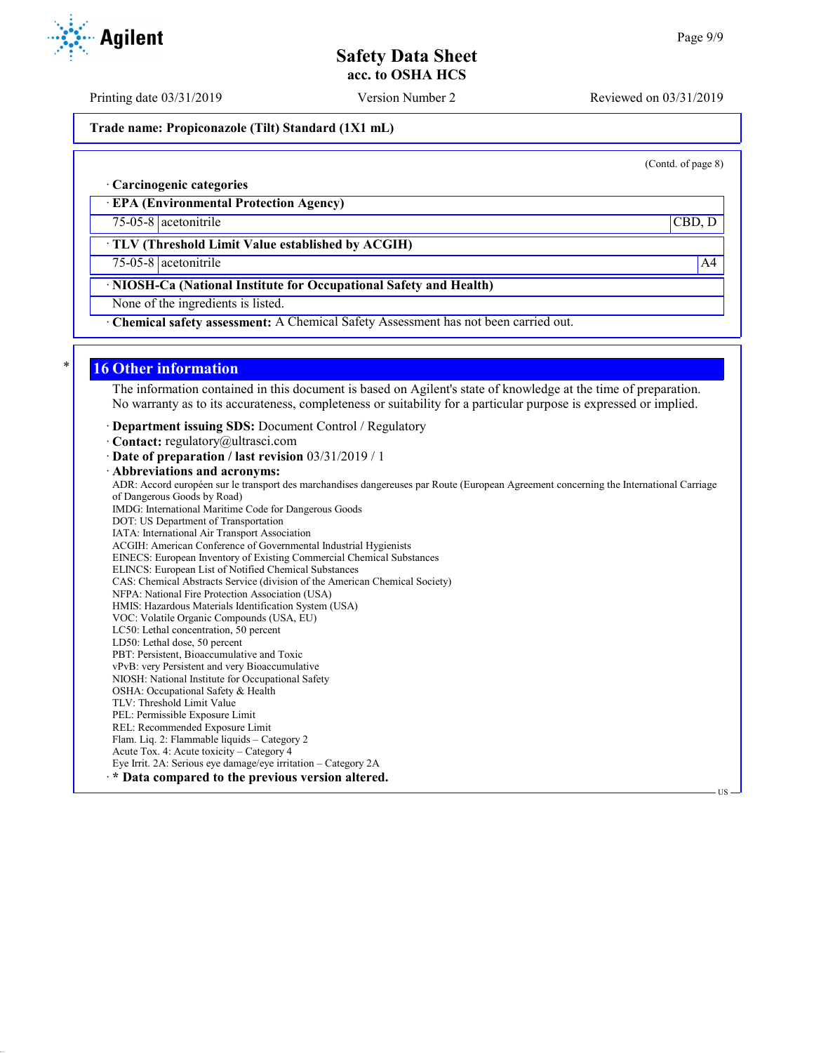Trade name: Propiconazole (Tilt) Standard (1X1 mL)

(Contd. of page 8)

· **Carcinogenic categories**

| · **EPA (Environmental Protection Agency)** | | |
|---|---|---|
| 75-05-8 | acetonitrile | CBD, D |

| · **TLV (Threshold Limit Value established by ACGIH)** | | |
|---|---|---|
| 75-05-8 | acetonitrile | A4 |

| · **NIOSH-Ca (National Institute for Occupational Safety and Health)** |
|---|
| None of the ingredients is listed. |

· **Chemical safety assessment:** A Chemical Safety Assessment has not been carried out.

\* 
## 16 Other information

The information contained in this document is based on Agilent's state of knowledge at the time of preparation. No warranty as to its accurateness, completeness or suitability for a particular purpose is expressed or implied.

· **Department issuing SDS:** Document Control / Regulatory
· **Contact:** regulatory@ultrasci.com
· **Date of preparation / last revision** 03/31/2019 / 1
· **Abbreviations and acronyms:**
ADR: Accord européen sur le transport des marchandises dangereuses par Route (European Agreement concerning the International Carriage of Dangerous Goods by Road)
IMDG: International Maritime Code for Dangerous Goods
DOT: US Department of Transportation
IATA: International Air Transport Association
ACGIH: American Conference of Governmental Industrial Hygienists
EINECS: European Inventory of Existing Commercial Chemical Substances
ELINCS: European List of Notified Chemical Substances
CAS: Chemical Abstracts Service (division of the American Chemical Society)
NFPA: National Fire Protection Association (USA)
HMIS: Hazardous Materials Identification System (USA)
VOC: Volatile Organic Compounds (USA, EU)
LC50: Lethal concentration, 50 percent
LD50: Lethal dose, 50 percent
PBT: Persistent, Bioaccumulative and Toxic
vPvB: very Persistent and very Bioaccumulative
NIOSH: National Institute for Occupational Safety
OSHA: Occupational Safety & Health
TLV: Threshold Limit Value
PEL: Permissible Exposure Limit
REL: Recommended Exposure Limit
Flam. Liq. 2: Flammable liquids – Category 2
Acute Tox. 4: Acute toxicity – Category 4
Eye Irrit. 2A: Serious eye damage/eye irritation – Category 2A
· **\* Data compared to the previous version altered.**

US